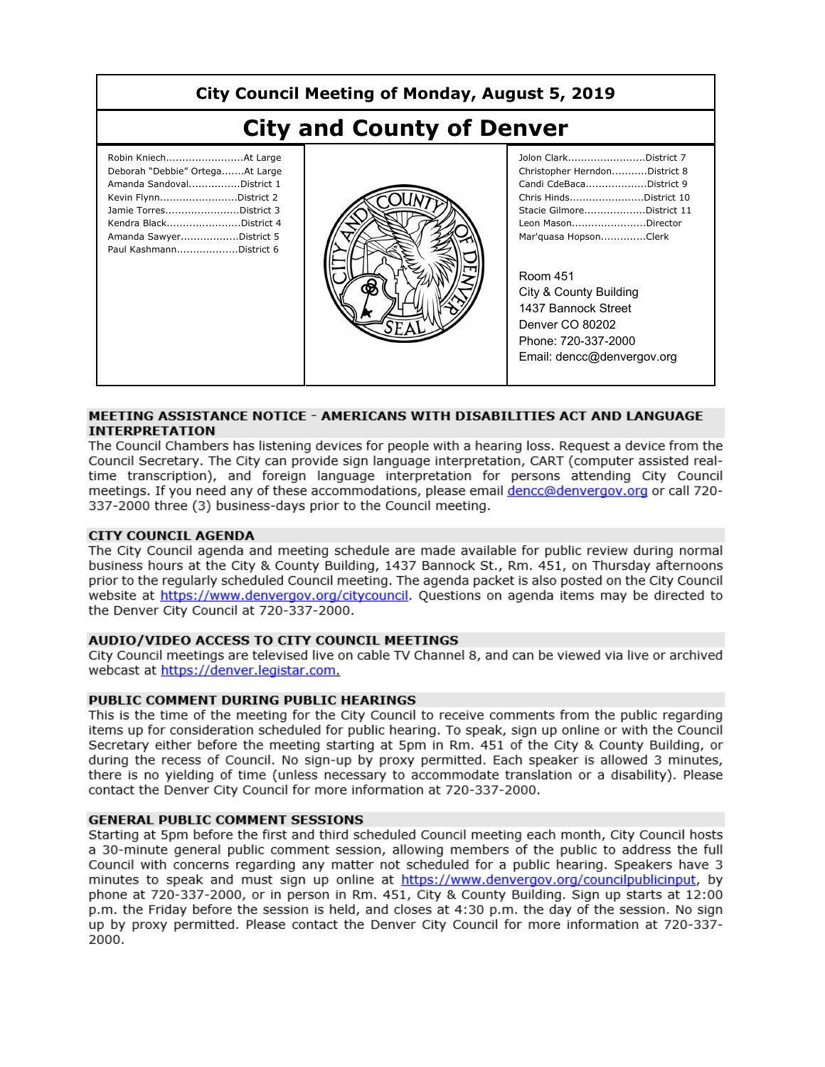# City Council Meeting of Monday, August 5, 2019

# City and County of Denver

Robin Kniech........................At Large
Deborah "Debbie" Ortega.......At Large
Amanda Sandoval................District 1
Kevin Flynn........................District 2
Jamie Torres.......................District 3
Kendra Black.......................District 4
Amanda Sawyer..................District 5
Paul Kashmann...................District 6

Jolon Clark........................District 7
Christopher Herndon...........District 8
Candi CdeBaca...................District 9
Chris Hinds.......................District 10
Stacie Gilmore...................District 11
Leon Mason.......................Director
Mar'quasa Hopson.............Clerk

Room 451
City & County Building
1437 Bannock Street
Denver CO 80202
Phone: 720-337-2000
Email: dencc@denvergov.org

## MEETING ASSISTANCE NOTICE - AMERICANS WITH DISABILITIES ACT AND LANGUAGE INTERPRETATION

The Council Chambers has listening devices for people with a hearing loss. Request a device from the Council Secretary. The City can provide sign language interpretation, CART (computer assisted real-time transcription), and foreign language interpretation for persons attending City Council meetings. If you need any of these accommodations, please email dencc@denvergov.org or call 720-337-2000 three (3) business-days prior to the Council meeting.

## CITY COUNCIL AGENDA

The City Council agenda and meeting schedule are made available for public review during normal business hours at the City & County Building, 1437 Bannock St., Rm. 451, on Thursday afternoons prior to the regularly scheduled Council meeting. The agenda packet is also posted on the City Council website at https://www.denvergov.org/citycouncil. Questions on agenda items may be directed to the Denver City Council at 720-337-2000.

## AUDIO/VIDEO ACCESS TO CITY COUNCIL MEETINGS

City Council meetings are televised live on cable TV Channel 8, and can be viewed via live or archived webcast at https://denver.legistar.com.

## PUBLIC COMMENT DURING PUBLIC HEARINGS

This is the time of the meeting for the City Council to receive comments from the public regarding items up for consideration scheduled for public hearing. To speak, sign up online or with the Council Secretary either before the meeting starting at 5pm in Rm. 451 of the City & County Building, or during the recess of Council. No sign-up by proxy permitted. Each speaker is allowed 3 minutes, there is no yielding of time (unless necessary to accommodate translation or a disability). Please contact the Denver City Council for more information at 720-337-2000.

## GENERAL PUBLIC COMMENT SESSIONS

Starting at 5pm before the first and third scheduled Council meeting each month, City Council hosts a 30-minute general public comment session, allowing members of the public to address the full Council with concerns regarding any matter not scheduled for a public hearing. Speakers have 3 minutes to speak and must sign up online at https://www.denvergov.org/councilpublicinput, by phone at 720-337-2000, or in person in Rm. 451, City & County Building. Sign up starts at 12:00 p.m. the Friday before the session is held, and closes at 4:30 p.m. the day of the session. No sign up by proxy permitted. Please contact the Denver City Council for more information at 720-337-2000.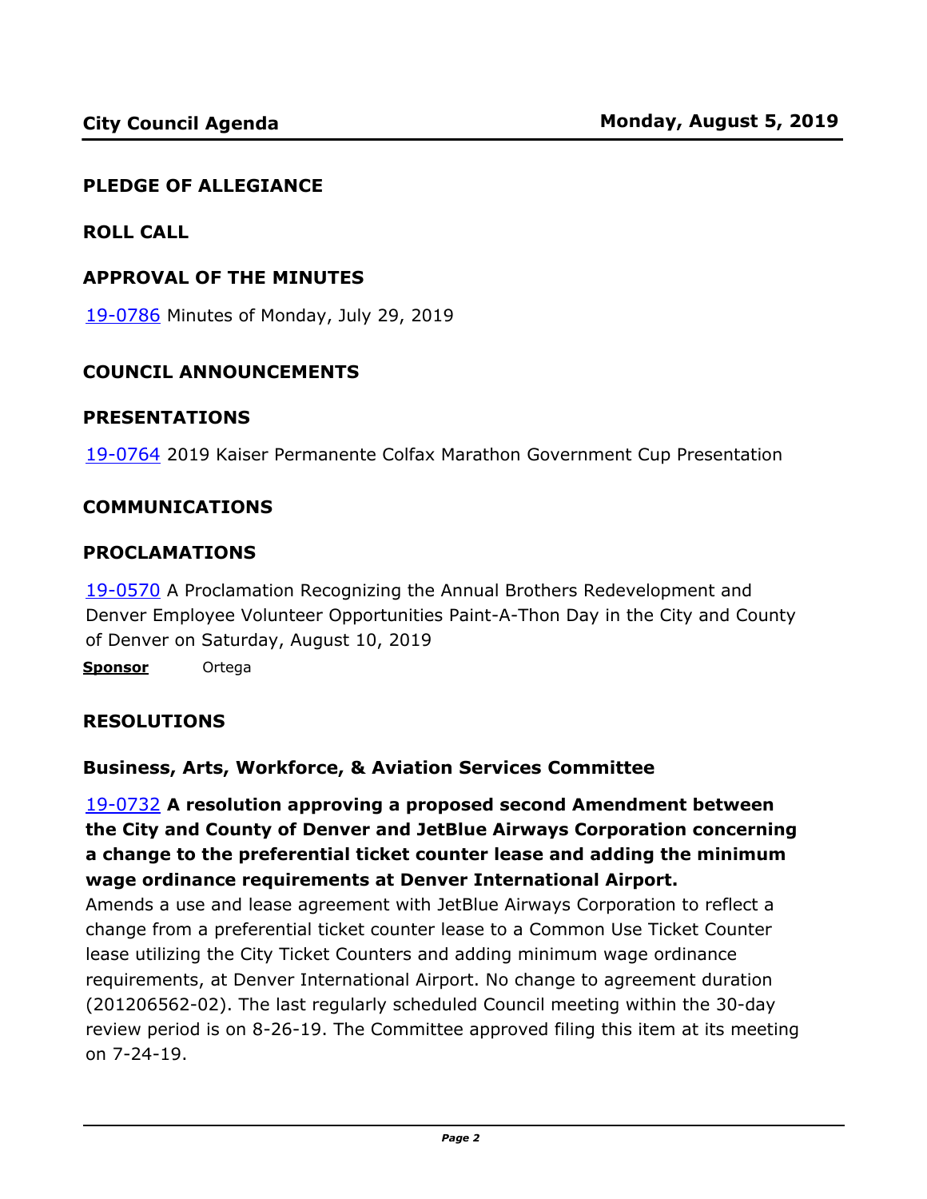## PLEDGE OF ALLEGIANCE

## ROLL CALL

## APPROVAL OF THE MINUTES

19-0786 Minutes of Monday, July 29, 2019

## COUNCIL ANNOUNCEMENTS

## PRESENTATIONS

19-0764 2019 Kaiser Permanente Colfax Marathon Government Cup Presentation

## COMMUNICATIONS

## PROCLAMATIONS

19-0570 A Proclamation Recognizing the Annual Brothers Redevelopment and Denver Employee Volunteer Opportunities Paint-A-Thon Day in the City and County of Denver on Saturday, August 10, 2019

**Sponsor** Ortega

## RESOLUTIONS

### Business, Arts, Workforce, & Aviation Services Committee

19-0732 **A resolution approving a proposed second Amendment between the City and County of Denver and JetBlue Airways Corporation concerning a change to the preferential ticket counter lease and adding the minimum wage ordinance requirements at Denver International Airport.**

Amends a use and lease agreement with JetBlue Airways Corporation to reflect a change from a preferential ticket counter lease to a Common Use Ticket Counter lease utilizing the City Ticket Counters and adding minimum wage ordinance requirements, at Denver International Airport. No change to agreement duration (201206562-02). The last regularly scheduled Council meeting within the 30-day review period is on 8-26-19. The Committee approved filing this item at its meeting on 7-24-19.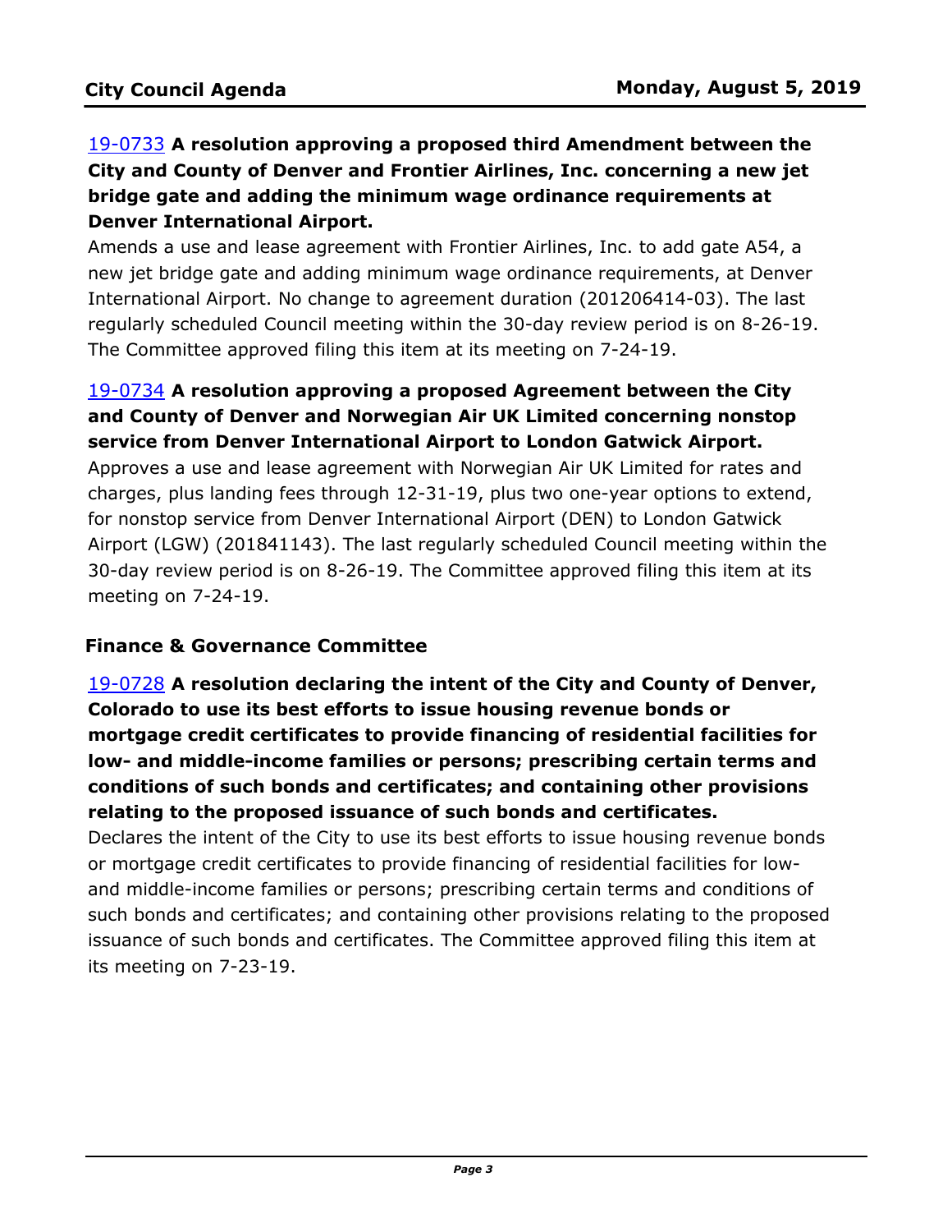**19-0733 A resolution approving a proposed third Amendment between the City and County of Denver and Frontier Airlines, Inc. concerning a new jet bridge gate and adding the minimum wage ordinance requirements at Denver International Airport.**

Amends a use and lease agreement with Frontier Airlines, Inc. to add gate A54, a new jet bridge gate and adding minimum wage ordinance requirements, at Denver International Airport. No change to agreement duration (201206414-03). The last regularly scheduled Council meeting within the 30-day review period is on 8-26-19. The Committee approved filing this item at its meeting on 7-24-19.

**19-0734 A resolution approving a proposed Agreement between the City and County of Denver and Norwegian Air UK Limited concerning nonstop service from Denver International Airport to London Gatwick Airport.**

Approves a use and lease agreement with Norwegian Air UK Limited for rates and charges, plus landing fees through 12-31-19, plus two one-year options to extend, for nonstop service from Denver International Airport (DEN) to London Gatwick Airport (LGW) (201841143). The last regularly scheduled Council meeting within the 30-day review period is on 8-26-19. The Committee approved filing this item at its meeting on 7-24-19.

## Finance & Governance Committee

**19-0728 A resolution declaring the intent of the City and County of Denver, Colorado to use its best efforts to issue housing revenue bonds or mortgage credit certificates to provide financing of residential facilities for low- and middle-income families or persons; prescribing certain terms and conditions of such bonds and certificates; and containing other provisions relating to the proposed issuance of such bonds and certificates.**

Declares the intent of the City to use its best efforts to issue housing revenue bonds or mortgage credit certificates to provide financing of residential facilities for low- and middle-income families or persons; prescribing certain terms and conditions of such bonds and certificates; and containing other provisions relating to the proposed issuance of such bonds and certificates. The Committee approved filing this item at its meeting on 7-23-19.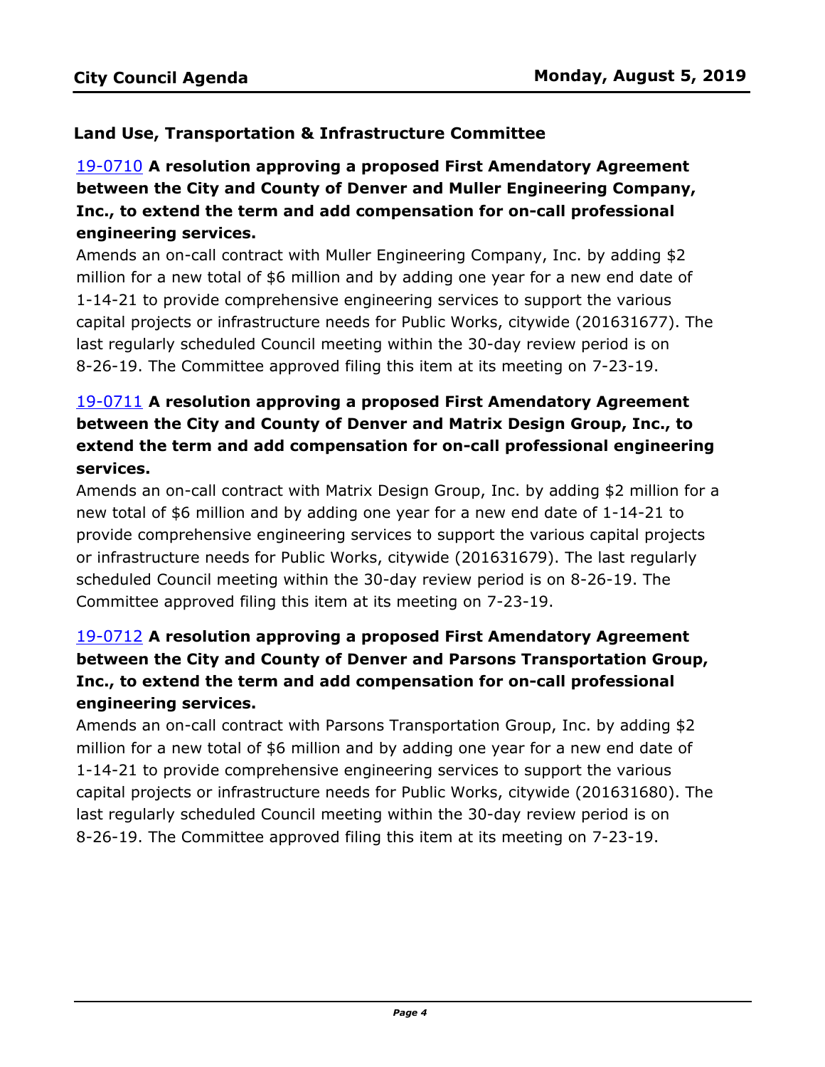### Land Use, Transportation & Infrastructure Committee

[19-0710](19-0710) **A resolution approving a proposed First Amendatory Agreement between the City and County of Denver and Muller Engineering Company, Inc., to extend the term and add compensation for on-call professional engineering services.**

Amends an on-call contract with Muller Engineering Company, Inc. by adding $2 million for a new total of $6 million and by adding one year for a new end date of 1-14-21 to provide comprehensive engineering services to support the various capital projects or infrastructure needs for Public Works, citywide (201631677). The last regularly scheduled Council meeting within the 30-day review period is on 8-26-19. The Committee approved filing this item at its meeting on 7-23-19.

[19-0711](19-0711) **A resolution approving a proposed First Amendatory Agreement between the City and County of Denver and Matrix Design Group, Inc., to extend the term and add compensation for on-call professional engineering services.**

Amends an on-call contract with Matrix Design Group, Inc. by adding $2 million for a new total of $6 million and by adding one year for a new end date of 1-14-21 to provide comprehensive engineering services to support the various capital projects or infrastructure needs for Public Works, citywide (201631679). The last regularly scheduled Council meeting within the 30-day review period is on 8-26-19. The Committee approved filing this item at its meeting on 7-23-19.

[19-0712](19-0712) **A resolution approving a proposed First Amendatory Agreement between the City and County of Denver and Parsons Transportation Group, Inc., to extend the term and add compensation for on-call professional engineering services.**

Amends an on-call contract with Parsons Transportation Group, Inc. by adding $2 million for a new total of $6 million and by adding one year for a new end date of 1-14-21 to provide comprehensive engineering services to support the various capital projects or infrastructure needs for Public Works, citywide (201631680). The last regularly scheduled Council meeting within the 30-day review period is on 8-26-19. The Committee approved filing this item at its meeting on 7-23-19.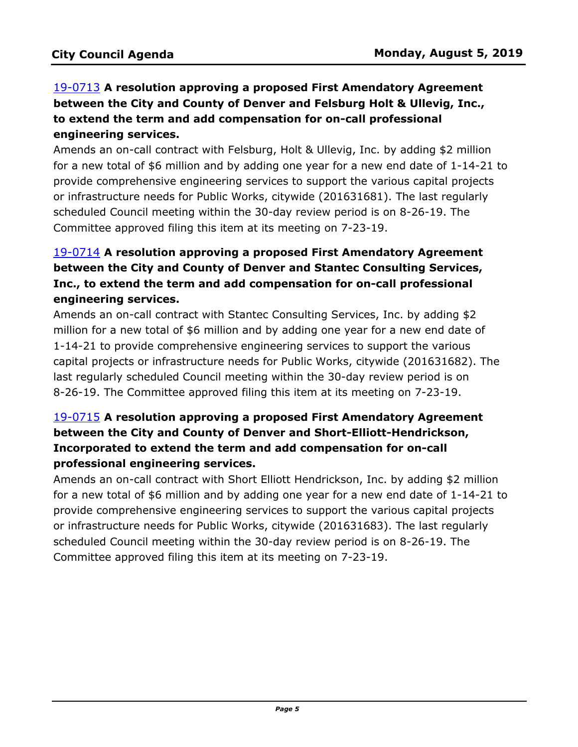**19-0713** **A resolution approving a proposed First Amendatory Agreement between the City and County of Denver and Felsburg Holt & Ullevig, Inc., to extend the term and add compensation for on-call professional engineering services.**

Amends an on-call contract with Felsburg, Holt & Ullevig, Inc. by adding $2 million for a new total of $6 million and by adding one year for a new end date of 1-14-21 to provide comprehensive engineering services to support the various capital projects or infrastructure needs for Public Works, citywide (201631681). The last regularly scheduled Council meeting within the 30-day review period is on 8-26-19. The Committee approved filing this item at its meeting on 7-23-19.

**19-0714** **A resolution approving a proposed First Amendatory Agreement between the City and County of Denver and Stantec Consulting Services, Inc., to extend the term and add compensation for on-call professional engineering services.**

Amends an on-call contract with Stantec Consulting Services, Inc. by adding $2 million for a new total of $6 million and by adding one year for a new end date of 1-14-21 to provide comprehensive engineering services to support the various capital projects or infrastructure needs for Public Works, citywide (201631682). The last regularly scheduled Council meeting within the 30-day review period is on 8-26-19. The Committee approved filing this item at its meeting on 7-23-19.

**19-0715** **A resolution approving a proposed First Amendatory Agreement between the City and County of Denver and Short-Elliott-Hendrickson, Incorporated to extend the term and add compensation for on-call professional engineering services.**

Amends an on-call contract with Short Elliott Hendrickson, Inc. by adding $2 million for a new total of $6 million and by adding one year for a new end date of 1-14-21 to provide comprehensive engineering services to support the various capital projects or infrastructure needs for Public Works, citywide (201631683). The last regularly scheduled Council meeting within the 30-day review period is on 8-26-19. The Committee approved filing this item at its meeting on 7-23-19.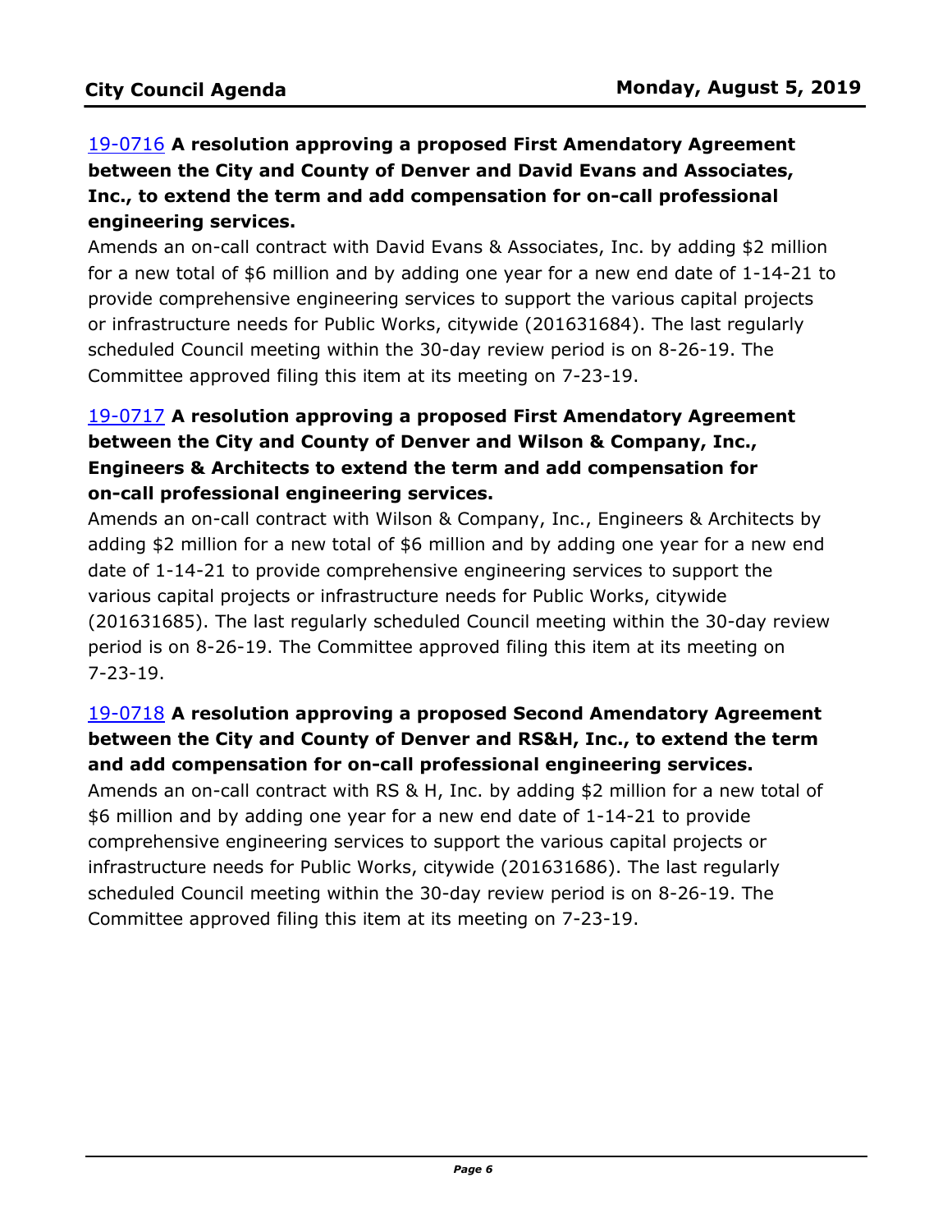**19-0716 A resolution approving a proposed First Amendatory Agreement between the City and County of Denver and David Evans and Associates, Inc., to extend the term and add compensation for on-call professional engineering services.**

Amends an on-call contract with David Evans & Associates, Inc. by adding $2 million for a new total of $6 million and by adding one year for a new end date of 1-14-21 to provide comprehensive engineering services to support the various capital projects or infrastructure needs for Public Works, citywide (201631684). The last regularly scheduled Council meeting within the 30-day review period is on 8-26-19. The Committee approved filing this item at its meeting on 7-23-19.

**19-0717 A resolution approving a proposed First Amendatory Agreement between the City and County of Denver and Wilson & Company, Inc., Engineers & Architects to extend the term and add compensation for on-call professional engineering services.**

Amends an on-call contract with Wilson & Company, Inc., Engineers & Architects by adding $2 million for a new total of $6 million and by adding one year for a new end date of 1-14-21 to provide comprehensive engineering services to support the various capital projects or infrastructure needs for Public Works, citywide (201631685). The last regularly scheduled Council meeting within the 30-day review period is on 8-26-19. The Committee approved filing this item at its meeting on 7-23-19.

**19-0718 A resolution approving a proposed Second Amendatory Agreement between the City and County of Denver and RS&H, Inc., to extend the term and add compensation for on-call professional engineering services.**

Amends an on-call contract with RS & H, Inc. by adding $2 million for a new total of $6 million and by adding one year for a new end date of 1-14-21 to provide comprehensive engineering services to support the various capital projects or infrastructure needs for Public Works, citywide (201631686). The last regularly scheduled Council meeting within the 30-day review period is on 8-26-19. The Committee approved filing this item at its meeting on 7-23-19.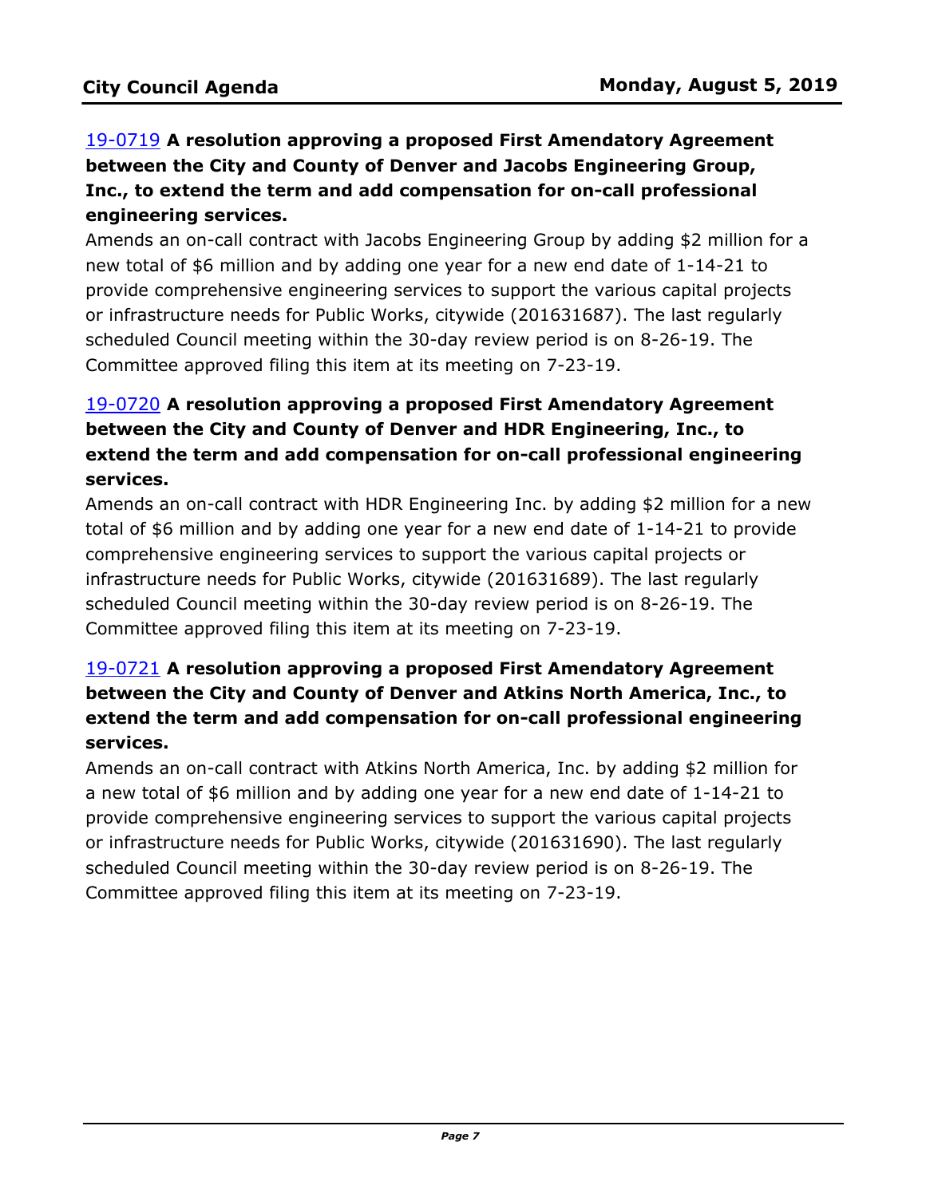[19-0719](#) **A resolution approving a proposed First Amendatory Agreement between the City and County of Denver and Jacobs Engineering Group, Inc., to extend the term and add compensation for on-call professional engineering services.**

Amends an on-call contract with Jacobs Engineering Group by adding $2 million for a new total of $6 million and by adding one year for a new end date of 1-14-21 to provide comprehensive engineering services to support the various capital projects or infrastructure needs for Public Works, citywide (201631687). The last regularly scheduled Council meeting within the 30-day review period is on 8-26-19. The Committee approved filing this item at its meeting on 7-23-19.

[19-0720](#) **A resolution approving a proposed First Amendatory Agreement between the City and County of Denver and HDR Engineering, Inc., to extend the term and add compensation for on-call professional engineering services.**

Amends an on-call contract with HDR Engineering Inc. by adding $2 million for a new total of $6 million and by adding one year for a new end date of 1-14-21 to provide comprehensive engineering services to support the various capital projects or infrastructure needs for Public Works, citywide (201631689). The last regularly scheduled Council meeting within the 30-day review period is on 8-26-19. The Committee approved filing this item at its meeting on 7-23-19.

[19-0721](#) **A resolution approving a proposed First Amendatory Agreement between the City and County of Denver and Atkins North America, Inc., to extend the term and add compensation for on-call professional engineering services.**

Amends an on-call contract with Atkins North America, Inc. by adding $2 million for a new total of $6 million and by adding one year for a new end date of 1-14-21 to provide comprehensive engineering services to support the various capital projects or infrastructure needs for Public Works, citywide (201631690). The last regularly scheduled Council meeting within the 30-day review period is on 8-26-19. The Committee approved filing this item at its meeting on 7-23-19.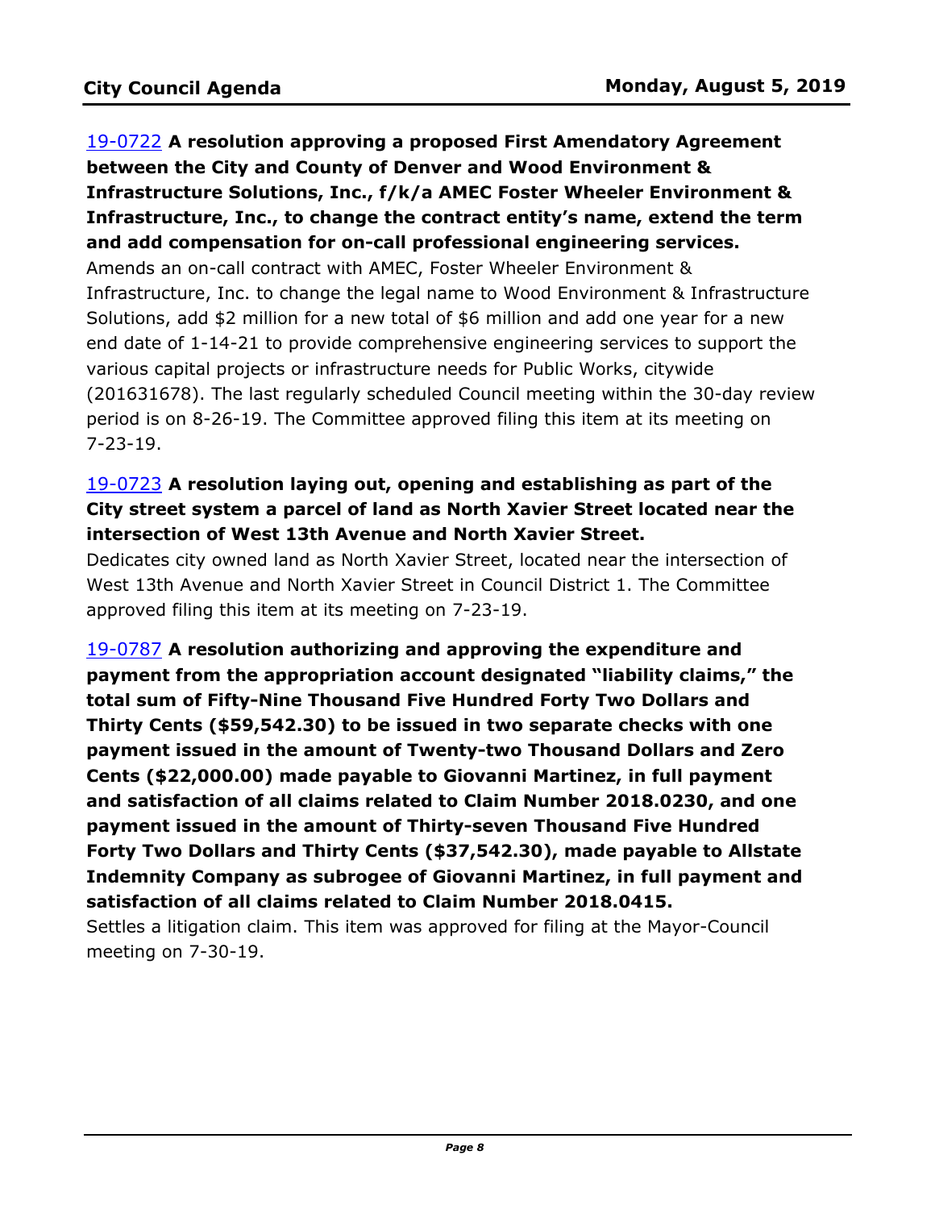19-0722 **A resolution approving a proposed First Amendatory Agreement between the City and County of Denver and Wood Environment & Infrastructure Solutions, Inc., f/k/a AMEC Foster Wheeler Environment & Infrastructure, Inc., to change the contract entity's name, extend the term and add compensation for on-call professional engineering services.**

Amends an on-call contract with AMEC, Foster Wheeler Environment & Infrastructure, Inc. to change the legal name to Wood Environment & Infrastructure Solutions, add $2 million for a new total of $6 million and add one year for a new end date of 1-14-21 to provide comprehensive engineering services to support the various capital projects or infrastructure needs for Public Works, citywide (201631678). The last regularly scheduled Council meeting within the 30-day review period is on 8-26-19. The Committee approved filing this item at its meeting on 7-23-19.

19-0723 **A resolution laying out, opening and establishing as part of the City street system a parcel of land as North Xavier Street located near the intersection of West 13th Avenue and North Xavier Street.**

Dedicates city owned land as North Xavier Street, located near the intersection of West 13th Avenue and North Xavier Street in Council District 1. The Committee approved filing this item at its meeting on 7-23-19.

19-0787 **A resolution authorizing and approving the expenditure and payment from the appropriation account designated "liability claims," the total sum of Fifty-Nine Thousand Five Hundred Forty Two Dollars and Thirty Cents ($59,542.30) to be issued in two separate checks with one payment issued in the amount of Twenty-two Thousand Dollars and Zero Cents ($22,000.00) made payable to Giovanni Martinez, in full payment and satisfaction of all claims related to Claim Number 2018.0230, and one payment issued in the amount of Thirty-seven Thousand Five Hundred Forty Two Dollars and Thirty Cents ($37,542.30), made payable to Allstate Indemnity Company as subrogee of Giovanni Martinez, in full payment and satisfaction of all claims related to Claim Number 2018.0415.**

Settles a litigation claim. This item was approved for filing at the Mayor-Council meeting on 7-30-19.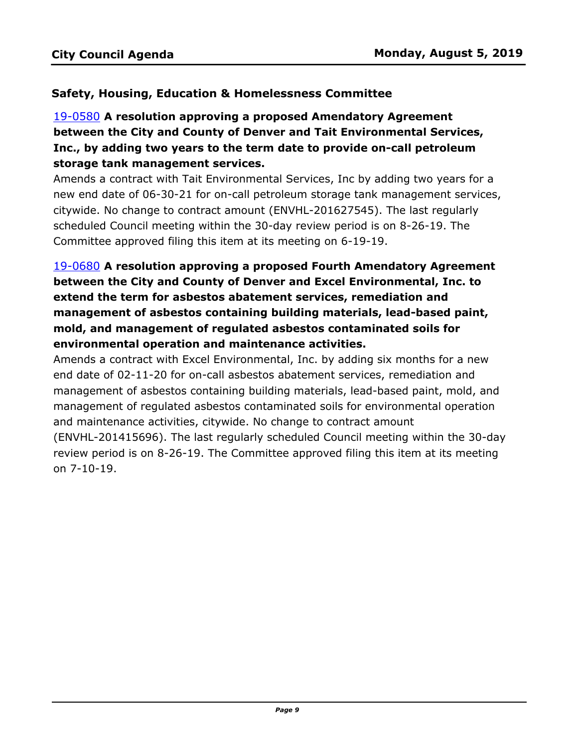### Safety, Housing, Education & Homelessness Committee

19-0580 **A resolution approving a proposed Amendatory Agreement between the City and County of Denver and Tait Environmental Services, Inc., by adding two years to the term date to provide on-call petroleum storage tank management services.**

Amends a contract with Tait Environmental Services, Inc by adding two years for a new end date of 06-30-21 for on-call petroleum storage tank management services, citywide. No change to contract amount (ENVHL-201627545). The last regularly scheduled Council meeting within the 30-day review period is on 8-26-19. The Committee approved filing this item at its meeting on 6-19-19.

19-0680 **A resolution approving a proposed Fourth Amendatory Agreement between the City and County of Denver and Excel Environmental, Inc. to extend the term for asbestos abatement services, remediation and management of asbestos containing building materials, lead-based paint, mold, and management of regulated asbestos contaminated soils for environmental operation and maintenance activities.**

Amends a contract with Excel Environmental, Inc. by adding six months for a new end date of 02-11-20 for on-call asbestos abatement services, remediation and management of asbestos containing building materials, lead-based paint, mold, and management of regulated asbestos contaminated soils for environmental operation and maintenance activities, citywide. No change to contract amount (ENVHL-201415696). The last regularly scheduled Council meeting within the 30-day review period is on 8-26-19. The Committee approved filing this item at its meeting on 7-10-19.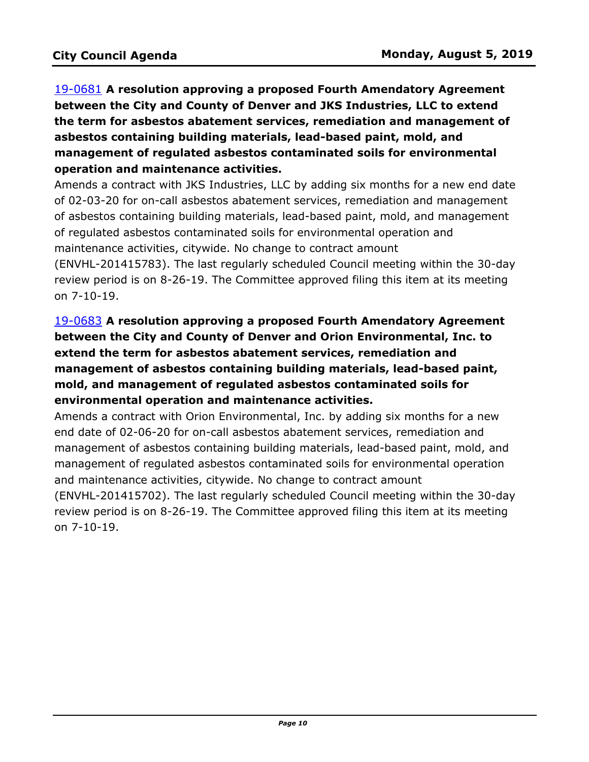[19-0681](19-0681) **A resolution approving a proposed Fourth Amendatory Agreement between the City and County of Denver and JKS Industries, LLC to extend the term for asbestos abatement services, remediation and management of asbestos containing building materials, lead-based paint, mold, and management of regulated asbestos contaminated soils for environmental operation and maintenance activities.**

Amends a contract with JKS Industries, LLC by adding six months for a new end date of 02-03-20 for on-call asbestos abatement services, remediation and management of asbestos containing building materials, lead-based paint, mold, and management of regulated asbestos contaminated soils for environmental operation and maintenance activities, citywide. No change to contract amount (ENVHL-201415783). The last regularly scheduled Council meeting within the 30-day review period is on 8-26-19. The Committee approved filing this item at its meeting on 7-10-19.

[19-0683](19-0683) **A resolution approving a proposed Fourth Amendatory Agreement between the City and County of Denver and Orion Environmental, Inc. to extend the term for asbestos abatement services, remediation and management of asbestos containing building materials, lead-based paint, mold, and management of regulated asbestos contaminated soils for environmental operation and maintenance activities.**

Amends a contract with Orion Environmental, Inc. by adding six months for a new end date of 02-06-20 for on-call asbestos abatement services, remediation and management of asbestos containing building materials, lead-based paint, mold, and management of regulated asbestos contaminated soils for environmental operation and maintenance activities, citywide. No change to contract amount (ENVHL-201415702). The last regularly scheduled Council meeting within the 30-day review period is on 8-26-19. The Committee approved filing this item at its meeting on 7-10-19.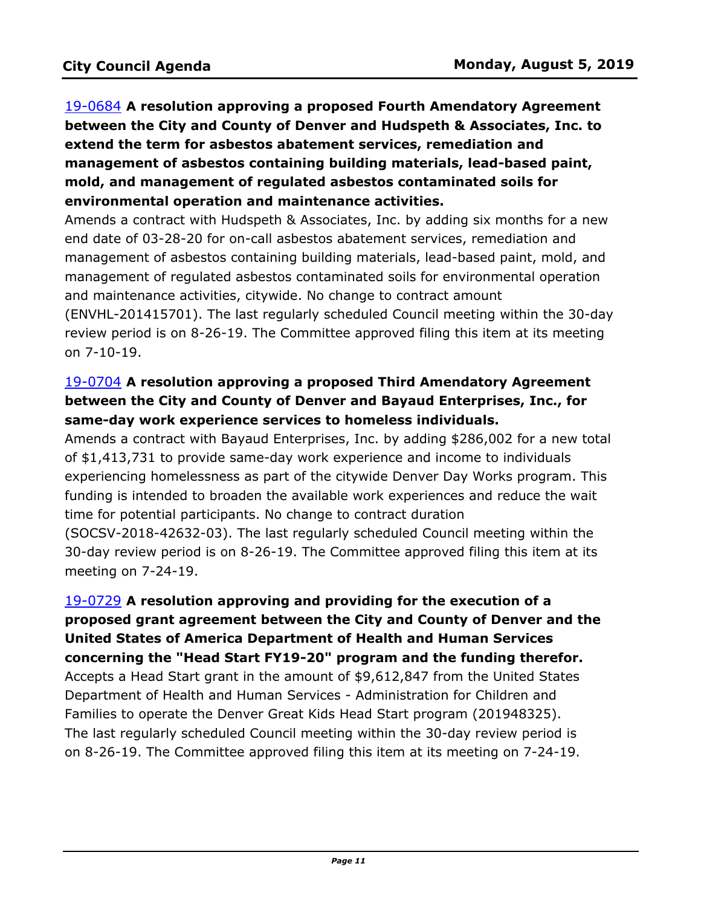19-0684 **A resolution approving a proposed Fourth Amendatory Agreement between the City and County of Denver and Hudspeth & Associates, Inc. to extend the term for asbestos abatement services, remediation and management of asbestos containing building materials, lead-based paint, mold, and management of regulated asbestos contaminated soils for environmental operation and maintenance activities.**

Amends a contract with Hudspeth & Associates, Inc. by adding six months for a new end date of 03-28-20 for on-call asbestos abatement services, remediation and management of asbestos containing building materials, lead-based paint, mold, and management of regulated asbestos contaminated soils for environmental operation and maintenance activities, citywide. No change to contract amount (ENVHL-201415701). The last regularly scheduled Council meeting within the 30-day review period is on 8-26-19. The Committee approved filing this item at its meeting on 7-10-19.

19-0704 **A resolution approving a proposed Third Amendatory Agreement between the City and County of Denver and Bayaud Enterprises, Inc., for same-day work experience services to homeless individuals.**

Amends a contract with Bayaud Enterprises, Inc. by adding $286,002 for a new total of $1,413,731 to provide same-day work experience and income to individuals experiencing homelessness as part of the citywide Denver Day Works program. This funding is intended to broaden the available work experiences and reduce the wait time for potential participants. No change to contract duration (SOCSV-2018-42632-03). The last regularly scheduled Council meeting within the 30-day review period is on 8-26-19. The Committee approved filing this item at its meeting on 7-24-19.

19-0729 **A resolution approving and providing for the execution of a proposed grant agreement between the City and County of Denver and the United States of America Department of Health and Human Services concerning the "Head Start FY19-20" program and the funding therefor.**

Accepts a Head Start grant in the amount of $9,612,847 from the United States Department of Health and Human Services - Administration for Children and Families to operate the Denver Great Kids Head Start program (201948325). The last regularly scheduled Council meeting within the 30-day review period is on 8-26-19. The Committee approved filing this item at its meeting on 7-24-19.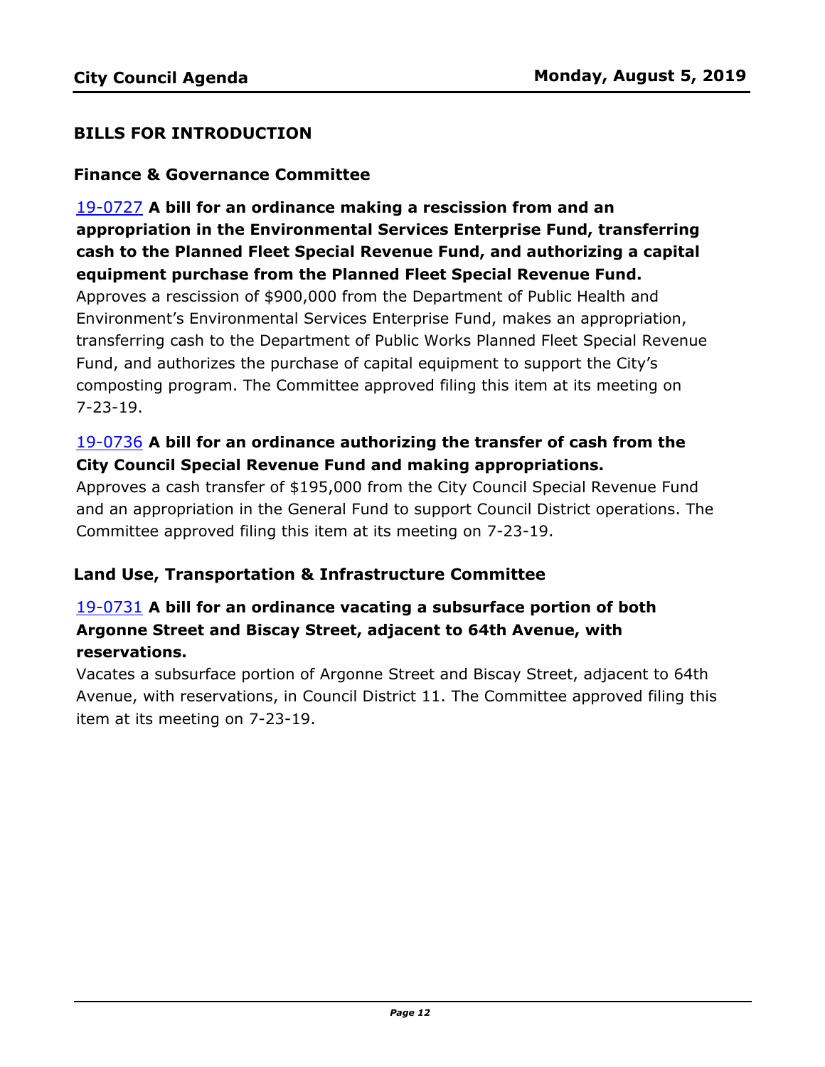## BILLS FOR INTRODUCTION

### Finance & Governance Committee

19-0727 **A bill for an ordinance making a rescission from and an appropriation in the Environmental Services Enterprise Fund, transferring cash to the Planned Fleet Special Revenue Fund, and authorizing a capital equipment purchase from the Planned Fleet Special Revenue Fund.**

Approves a rescission of $900,000 from the Department of Public Health and Environment's Environmental Services Enterprise Fund, makes an appropriation, transferring cash to the Department of Public Works Planned Fleet Special Revenue Fund, and authorizes the purchase of capital equipment to support the City's composting program. The Committee approved filing this item at its meeting on 7-23-19.

19-0736 **A bill for an ordinance authorizing the transfer of cash from the City Council Special Revenue Fund and making appropriations.**

Approves a cash transfer of $195,000 from the City Council Special Revenue Fund and an appropriation in the General Fund to support Council District operations. The Committee approved filing this item at its meeting on 7-23-19.

### Land Use, Transportation & Infrastructure Committee

19-0731 **A bill for an ordinance vacating a subsurface portion of both Argonne Street and Biscay Street, adjacent to 64th Avenue, with reservations.**

Vacates a subsurface portion of Argonne Street and Biscay Street, adjacent to 64th Avenue, with reservations, in Council District 11. The Committee approved filing this item at its meeting on 7-23-19.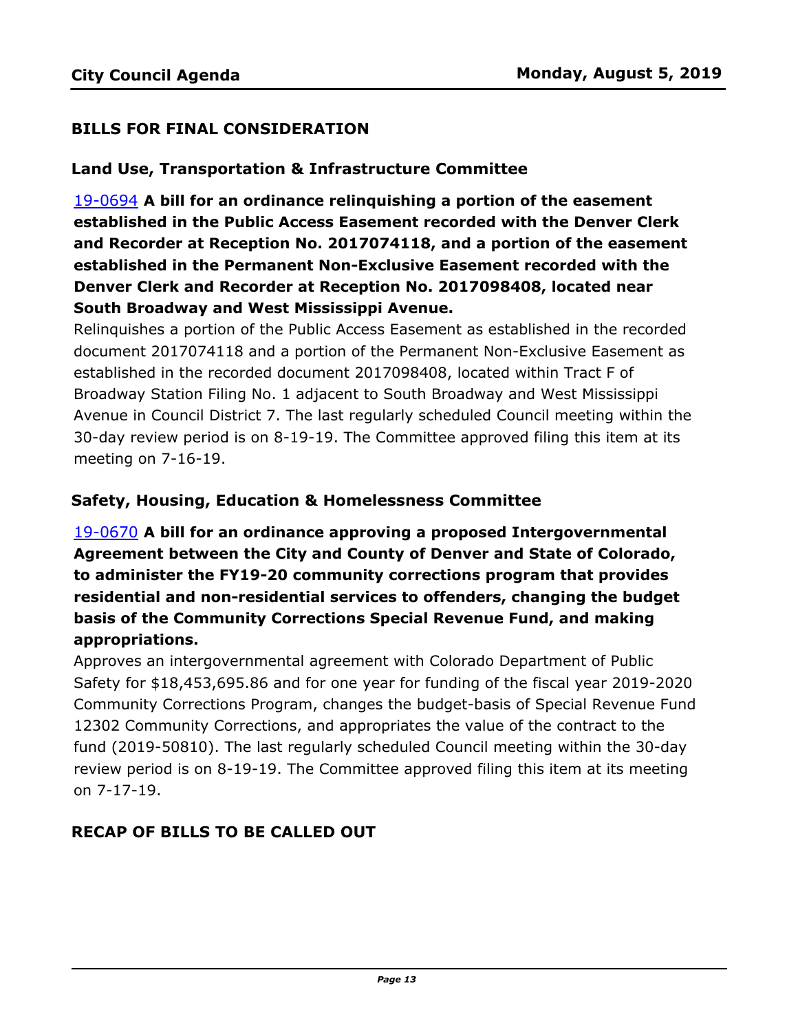## BILLS FOR FINAL CONSIDERATION

### Land Use, Transportation & Infrastructure Committee

**19-0694 A bill for an ordinance relinquishing a portion of the easement established in the Public Access Easement recorded with the Denver Clerk and Recorder at Reception No. 2017074118, and a portion of the easement established in the Permanent Non-Exclusive Easement recorded with the Denver Clerk and Recorder at Reception No. 2017098408, located near South Broadway and West Mississippi Avenue.**

Relinquishes a portion of the Public Access Easement as established in the recorded document 2017074118 and a portion of the Permanent Non-Exclusive Easement as established in the recorded document 2017098408, located within Tract F of Broadway Station Filing No. 1 adjacent to South Broadway and West Mississippi Avenue in Council District 7. The last regularly scheduled Council meeting within the 30-day review period is on 8-19-19. The Committee approved filing this item at its meeting on 7-16-19.

### Safety, Housing, Education & Homelessness Committee

**19-0670 A bill for an ordinance approving a proposed Intergovernmental Agreement between the City and County of Denver and State of Colorado, to administer the FY19-20 community corrections program that provides residential and non-residential services to offenders, changing the budget basis of the Community Corrections Special Revenue Fund, and making appropriations.**

Approves an intergovernmental agreement with Colorado Department of Public Safety for $18,453,695.86 and for one year for funding of the fiscal year 2019-2020 Community Corrections Program, changes the budget-basis of Special Revenue Fund 12302 Community Corrections, and appropriates the value of the contract to the fund (2019-50810). The last regularly scheduled Council meeting within the 30-day review period is on 8-19-19. The Committee approved filing this item at its meeting on 7-17-19.

## RECAP OF BILLS TO BE CALLED OUT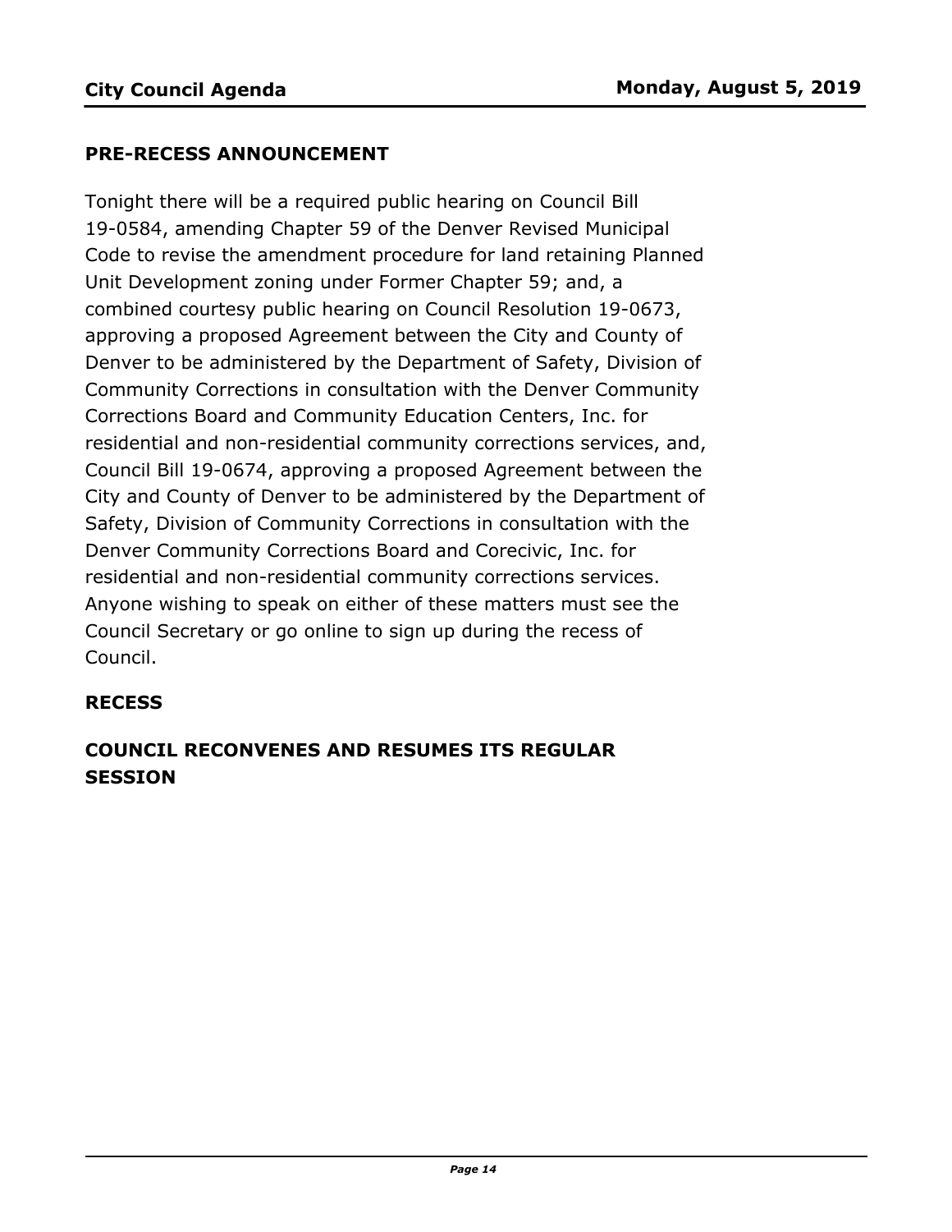## PRE-RECESS ANNOUNCEMENT

Tonight there will be a required public hearing on Council Bill 19-0584, amending Chapter 59 of the Denver Revised Municipal Code to revise the amendment procedure for land retaining Planned Unit Development zoning under Former Chapter 59; and, a combined courtesy public hearing on Council Resolution 19-0673, approving a proposed Agreement between the City and County of Denver to be administered by the Department of Safety, Division of Community Corrections in consultation with the Denver Community Corrections Board and Community Education Centers, Inc. for residential and non-residential community corrections services, and, Council Bill 19-0674, approving a proposed Agreement between the City and County of Denver to be administered by the Department of Safety, Division of Community Corrections in consultation with the Denver Community Corrections Board and Corecivic, Inc. for residential and non-residential community corrections services. Anyone wishing to speak on either of these matters must see the Council Secretary or go online to sign up during the recess of Council.

## RECESS

## COUNCIL RECONVENES AND RESUMES ITS REGULAR SESSION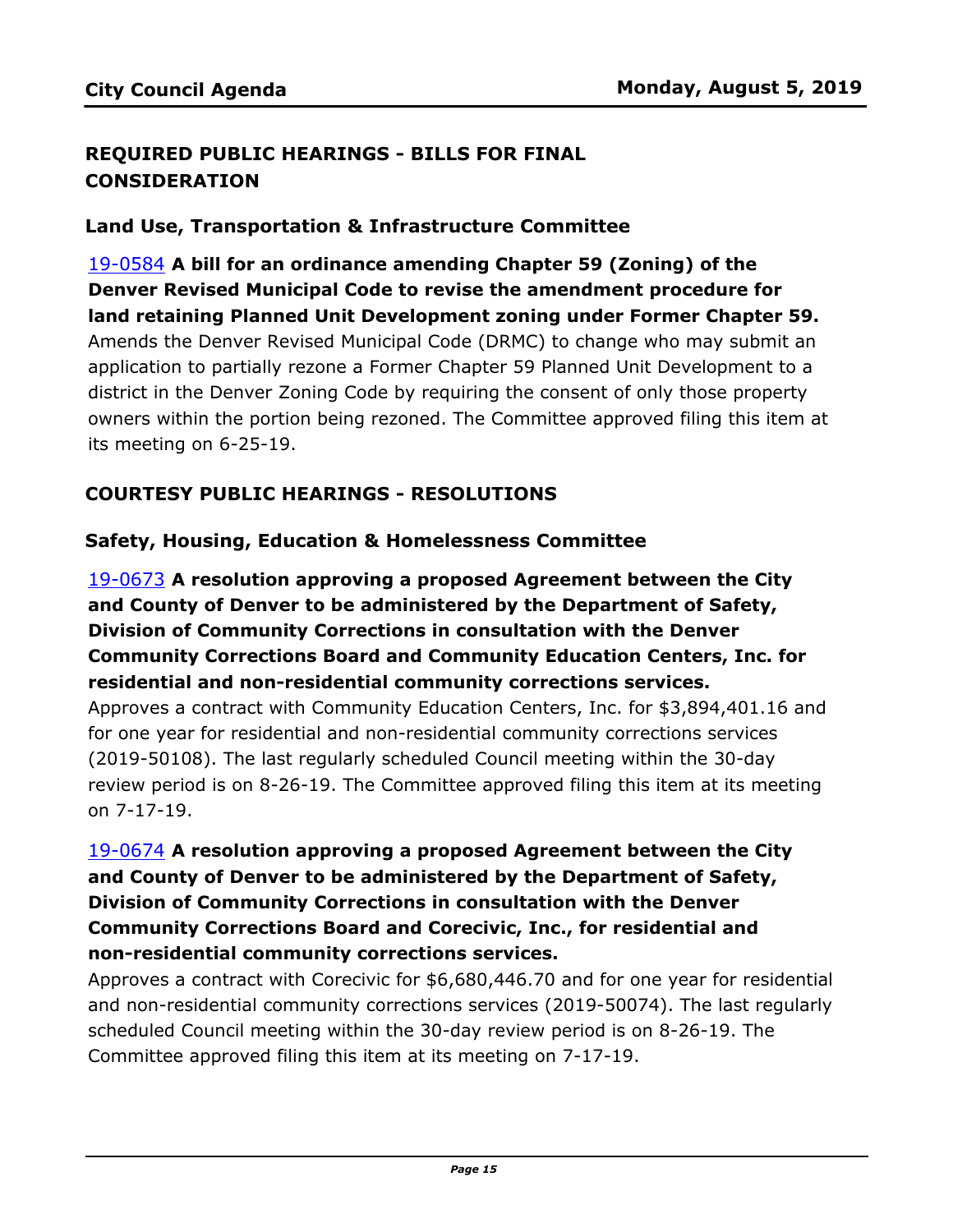## REQUIRED PUBLIC HEARINGS - BILLS FOR FINAL CONSIDERATION

### Land Use, Transportation & Infrastructure Committee

19-0584 **A bill for an ordinance amending Chapter 59 (Zoning) of the Denver Revised Municipal Code to revise the amendment procedure for land retaining Planned Unit Development zoning under Former Chapter 59.**
Amends the Denver Revised Municipal Code (DRMC) to change who may submit an application to partially rezone a Former Chapter 59 Planned Unit Development to a district in the Denver Zoning Code by requiring the consent of only those property owners within the portion being rezoned. The Committee approved filing this item at its meeting on 6-25-19.

## COURTESY PUBLIC HEARINGS - RESOLUTIONS

### Safety, Housing, Education & Homelessness Committee

19-0673 **A resolution approving a proposed Agreement between the City and County of Denver to be administered by the Department of Safety, Division of Community Corrections in consultation with the Denver Community Corrections Board and Community Education Centers, Inc. for residential and non-residential community corrections services.**
Approves a contract with Community Education Centers, Inc. for $3,894,401.16 and for one year for residential and non-residential community corrections services (2019-50108). The last regularly scheduled Council meeting within the 30-day review period is on 8-26-19. The Committee approved filing this item at its meeting on 7-17-19.

19-0674 **A resolution approving a proposed Agreement between the City and County of Denver to be administered by the Department of Safety, Division of Community Corrections in consultation with the Denver Community Corrections Board and Corecivic, Inc., for residential and non-residential community corrections services.**
Approves a contract with Corecivic for $6,680,446.70 and for one year for residential and non-residential community corrections services (2019-50074). The last regularly scheduled Council meeting within the 30-day review period is on 8-26-19. The Committee approved filing this item at its meeting on 7-17-19.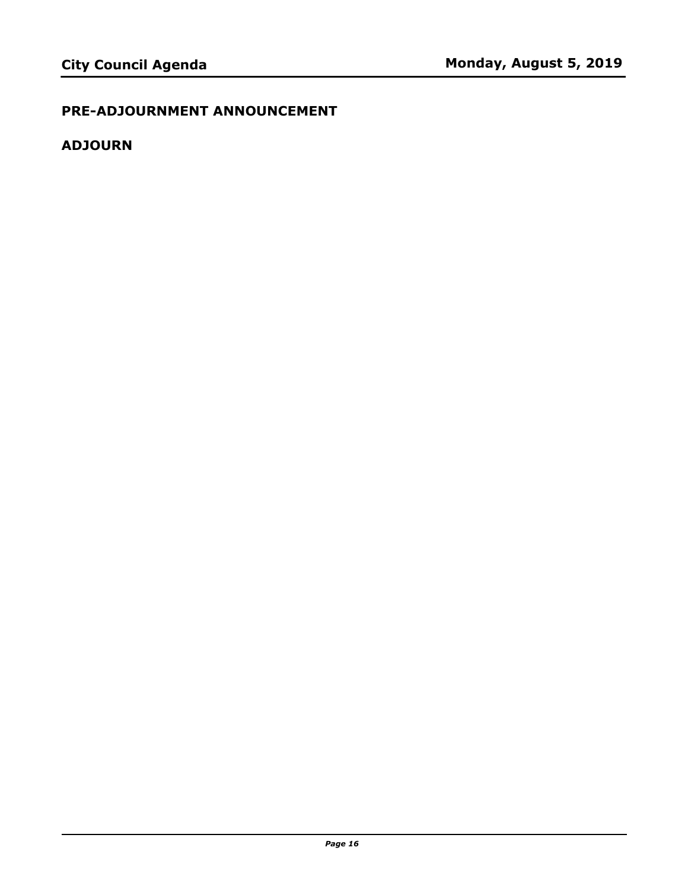## PRE-ADJOURNMENT ANNOUNCEMENT

## ADJOURN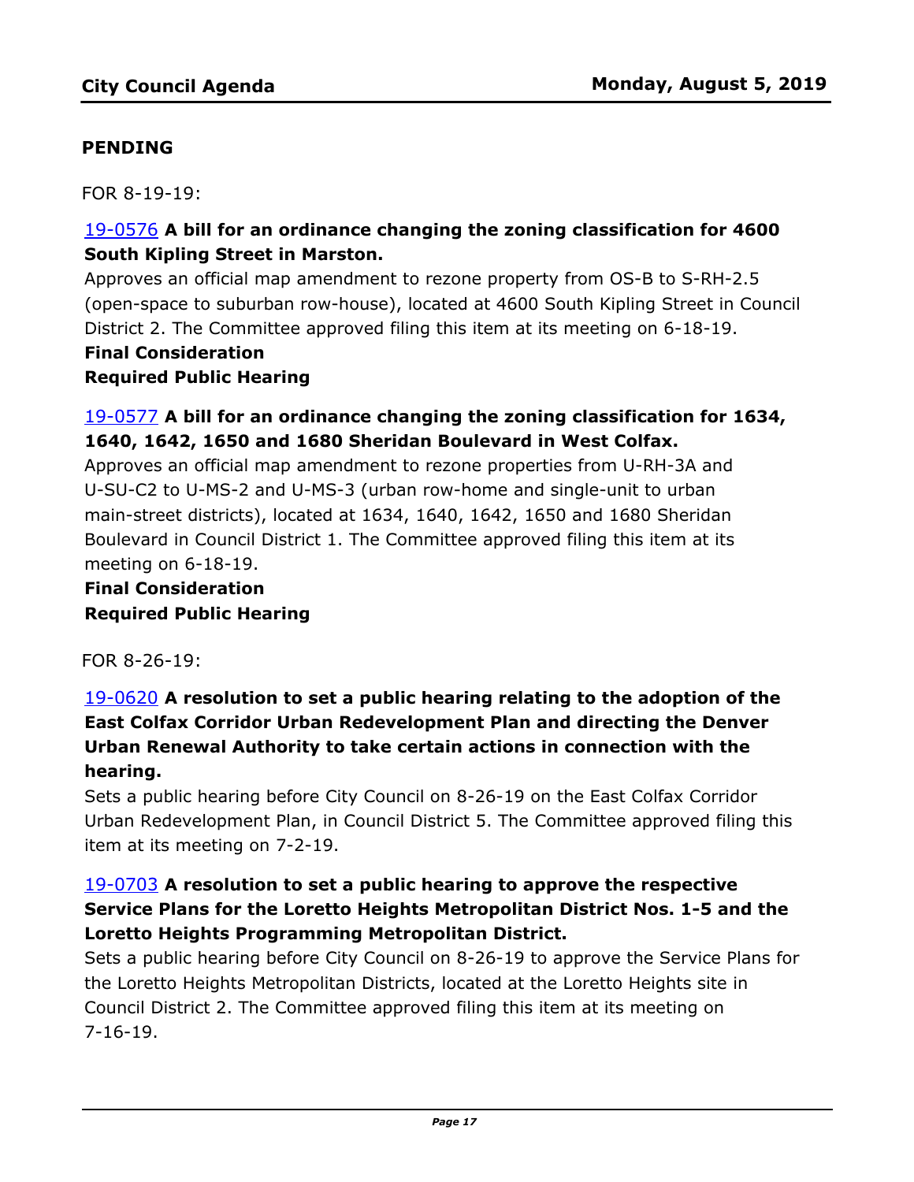## PENDING

FOR 8-19-19:

19-0576 **A bill for an ordinance changing the zoning classification for 4600 South Kipling Street in Marston.**

Approves an official map amendment to rezone property from OS-B to S-RH-2.5 (open-space to suburban row-house), located at 4600 South Kipling Street in Council District 2. The Committee approved filing this item at its meeting on 6-18-19.

**Final Consideration**

**Required Public Hearing**

19-0577 **A bill for an ordinance changing the zoning classification for 1634, 1640, 1642, 1650 and 1680 Sheridan Boulevard in West Colfax.**

Approves an official map amendment to rezone properties from U-RH-3A and U-SU-C2 to U-MS-2 and U-MS-3 (urban row-home and single-unit to urban main-street districts), located at 1634, 1640, 1642, 1650 and 1680 Sheridan Boulevard in Council District 1. The Committee approved filing this item at its meeting on 6-18-19.

**Final Consideration**

**Required Public Hearing**

FOR 8-26-19:

19-0620 **A resolution to set a public hearing relating to the adoption of the East Colfax Corridor Urban Redevelopment Plan and directing the Denver Urban Renewal Authority to take certain actions in connection with the hearing.**

Sets a public hearing before City Council on 8-26-19 on the East Colfax Corridor Urban Redevelopment Plan, in Council District 5. The Committee approved filing this item at its meeting on 7-2-19.

19-0703 **A resolution to set a public hearing to approve the respective Service Plans for the Loretto Heights Metropolitan District Nos. 1-5 and the Loretto Heights Programming Metropolitan District.**

Sets a public hearing before City Council on 8-26-19 to approve the Service Plans for the Loretto Heights Metropolitan Districts, located at the Loretto Heights site in Council District 2. The Committee approved filing this item at its meeting on 7-16-19.